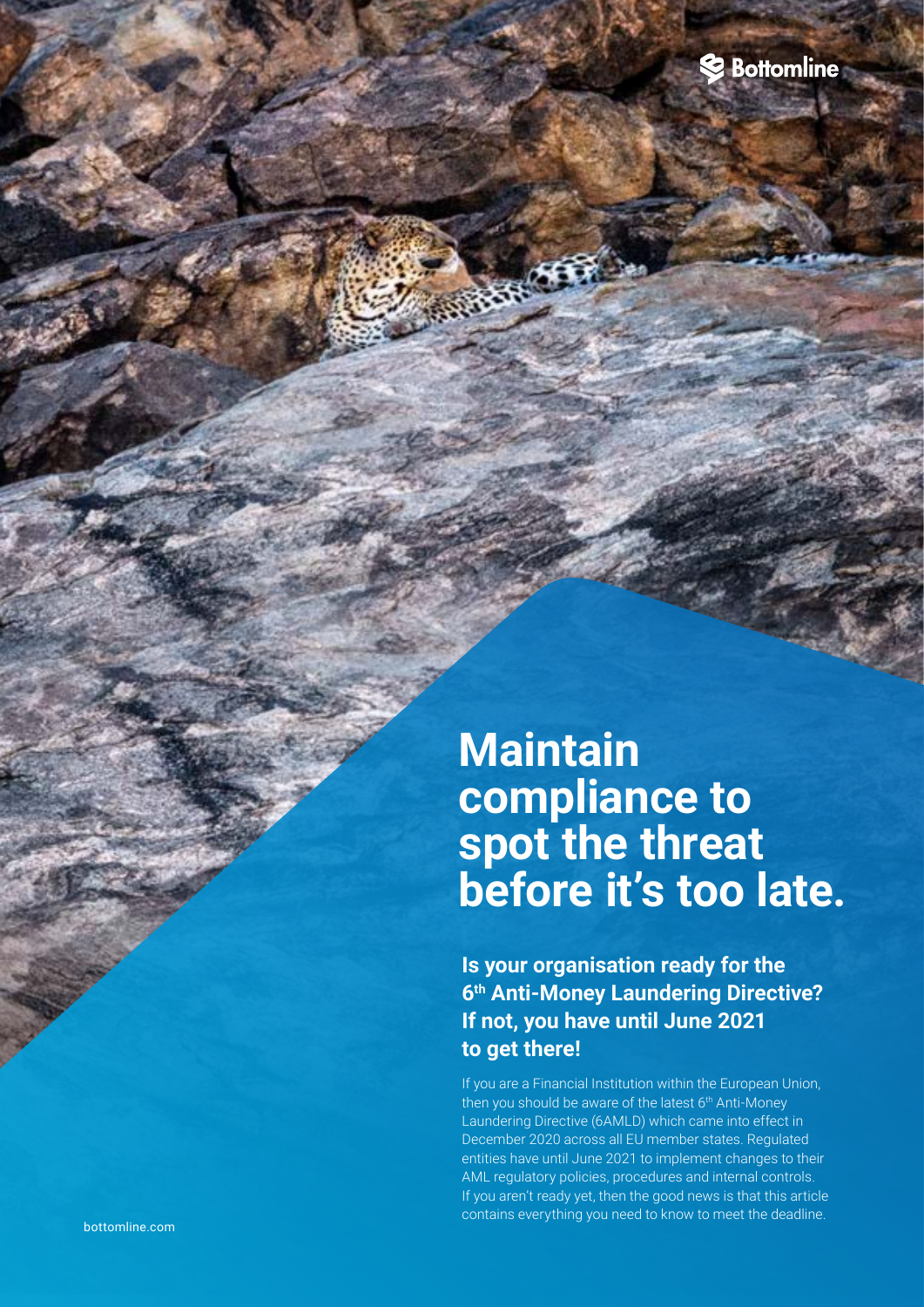# Maintain compliance to spot the threat before it's too late.

## Is your organisation ready for the 6th Anti-Money Laundering Directive? If not, you have until June 2021 to get there!

If you are a Financial Institution within the European Union, then you should be aware of the latest 6th Anti-Money Laundering Directive (6AMLD) which came into effect in December 2020 across all EU member states. Regulated entities have until June 2021 to implement changes to their AML regulatory policies, procedures and internal controls. If you aren't ready yet, then the good news is that this article contains everything you need to know to meet the deadline.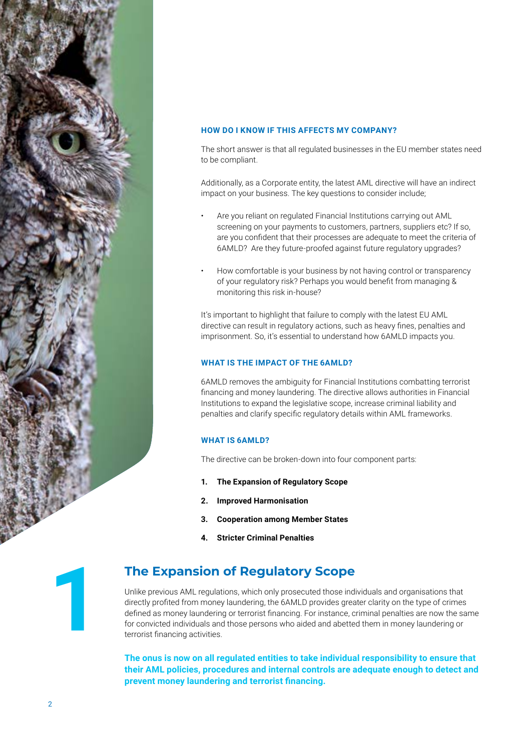### HOW DO I KNOW IF THIS AFFECTS MY COMPANY?

The short answer is that all regulated businesses in the EU member states need to be compliant.

Additionally, as a Corporate entity, the latest AML directive will have an indirect impact on your business. The key questions to consider include;

- Are you reliant on regulated Financial Institutions carrying out AML screening on your payments to customers, partners, suppliers etc? If so, are you confident that their processes are adequate to meet the criteria of 6AMLD? Are they future-proofed against future regulatory upgrades?
- How comfortable is your business by not having control or transparency of your regulatory risk? Perhaps you would benefit from managing & monitoring this risk in-house?

It's important to highlight that failure to comply with the latest EU AML directive can result in regulatory actions, such as heavy fines, penalties and imprisonment. So, it's essential to understand how 6AMLD impacts you.

### WHAT IS THE IMPACT OF THE 6AMLD?

6AMLD removes the ambiguity for Financial Institutions combatting terrorist financing and money laundering. The directive allows authorities in Financial Institutions to expand the legislative scope, increase criminal liability and penalties and clarify specific regulatory details within AML frameworks.

### WHAT IS 6AMLD?

The directive can be broken-down into four component parts:

1. **The Expansion of Regulatory Scope**
2. **Improved Harmonisation**
3. **Cooperation among Member States**
4. **Stricter Criminal Penalties**

## 1 The Expansion of Regulatory Scope

Unlike previous AML regulations, which only prosecuted those individuals and organisations that directly profited from money laundering, the 6AMLD provides greater clarity on the type of crimes defined as money laundering or terrorist financing. For instance, criminal penalties are now the same for convicted individuals and those persons who aided and abetted them in money laundering or terrorist financing activities.

**The onus is now on all regulated entities to take individual responsibility to ensure that their AML policies, procedures and internal controls are adequate enough to detect and prevent money laundering and terrorist financing.**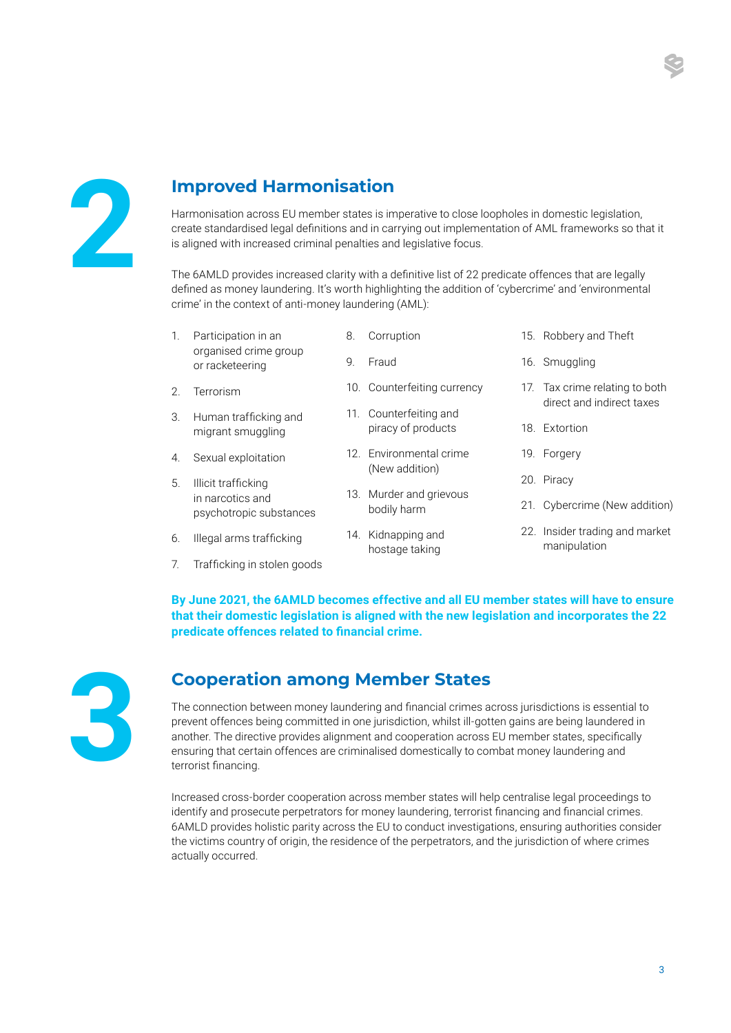## 2 Improved Harmonisation

Harmonisation across EU member states is imperative to close loopholes in domestic legislation, create standardised legal definitions and in carrying out implementation of AML frameworks so that it is aligned with increased criminal penalties and legislative focus.

The 6AMLD provides increased clarity with a definitive list of 22 predicate offences that are legally defined as money laundering. It's worth highlighting the addition of 'cybercrime' and 'environmental crime' in the context of anti-money laundering (AML):

1. Participation in an organised crime group or racketeering
2. Terrorism
3. Human trafficking and migrant smuggling
4. Sexual exploitation
5. Illicit trafficking in narcotics and psychotropic substances
6. Illegal arms trafficking
7. Trafficking in stolen goods
8. Corruption
9. Fraud
10. Counterfeiting currency
11. Counterfeiting and piracy of products
12. Environmental crime (New addition)
13. Murder and grievous bodily harm
14. Kidnapping and hostage taking
15. Robbery and Theft
16. Smuggling
17. Tax crime relating to both direct and indirect taxes
18. Extortion
19. Forgery
20. Piracy
21. Cybercrime (New addition)
22. Insider trading and market manipulation

**By June 2021, the 6AMLD becomes effective and all EU member states will have to ensure that their domestic legislation is aligned with the new legislation and incorporates the 22 predicate offences related to financial crime.**

## 3 Cooperation among Member States

The connection between money laundering and financial crimes across jurisdictions is essential to prevent offences being committed in one jurisdiction, whilst ill-gotten gains are being laundered in another. The directive provides alignment and cooperation across EU member states, specifically ensuring that certain offences are criminalised domestically to combat money laundering and terrorist financing.

Increased cross-border cooperation across member states will help centralise legal proceedings to identify and prosecute perpetrators for money laundering, terrorist financing and financial crimes. 6AMLD provides holistic parity across the EU to conduct investigations, ensuring authorities consider the victims country of origin, the residence of the perpetrators, and the jurisdiction of where crimes actually occurred.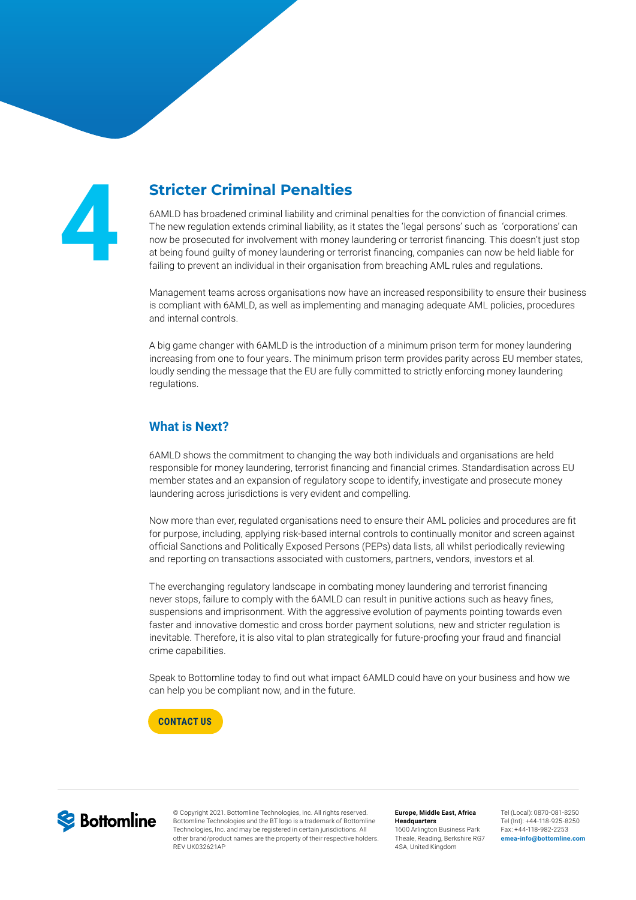# 4

## Stricter Criminal Penalties

6AMLD has broadened criminal liability and criminal penalties for the conviction of financial crimes. The new regulation extends criminal liability, as it states the 'legal persons' such as 'corporations' can now be prosecuted for involvement with money laundering or terrorist financing. This doesn't just stop at being found guilty of money laundering or terrorist financing, companies can now be held liable for failing to prevent an individual in their organisation from breaching AML rules and regulations.

Management teams across organisations now have an increased responsibility to ensure their business is compliant with 6AMLD, as well as implementing and managing adequate AML policies, procedures and internal controls.

A big game changer with 6AMLD is the introduction of a minimum prison term for money laundering increasing from one to four years. The minimum prison term provides parity across EU member states, loudly sending the message that the EU are fully committed to strictly enforcing money laundering regulations.

## What is Next?

6AMLD shows the commitment to changing the way both individuals and organisations are held responsible for money laundering, terrorist financing and financial crimes. Standardisation across EU member states and an expansion of regulatory scope to identify, investigate and prosecute money laundering across jurisdictions is very evident and compelling.

Now more than ever, regulated organisations need to ensure their AML policies and procedures are fit for purpose, including, applying risk-based internal controls to continually monitor and screen against official Sanctions and Politically Exposed Persons (PEPs) data lists, all whilst periodically reviewing and reporting on transactions associated with customers, partners, vendors, investors et al.

The everchanging regulatory landscape in combating money laundering and terrorist financing never stops, failure to comply with the 6AMLD can result in punitive actions such as heavy fines, suspensions and imprisonment. With the aggressive evolution of payments pointing towards even faster and innovative domestic and cross border payment solutions, new and stricter regulation is inevitable. Therefore, it is also vital to plan strategically for future-proofing your fraud and financial crime capabilities.

Speak to Bottomline today to find out what impact 6AMLD could have on your business and how we can help you be compliant now, and in the future.

**CONTACT US**

Bottomline

© Copyright 2021. Bottomline Technologies, Inc. All rights reserved. Bottomline Technologies and the BT logo is a trademark of Bottomline Technologies, Inc. and may be registered in certain jurisdictions. All other brand/product names are the property of their respective holders. REV UK032621AP

**Europe, Middle East, Africa Headquarters**
1600 Arlington Business Park
Theale, Reading, Berkshire RG7 4SA, United Kingdom

Tel (Local): 0870-081-8250
Tel (Int): +44-118-925-8250
Fax: +44-118-982-2253
**emea-info@bottomline.com**